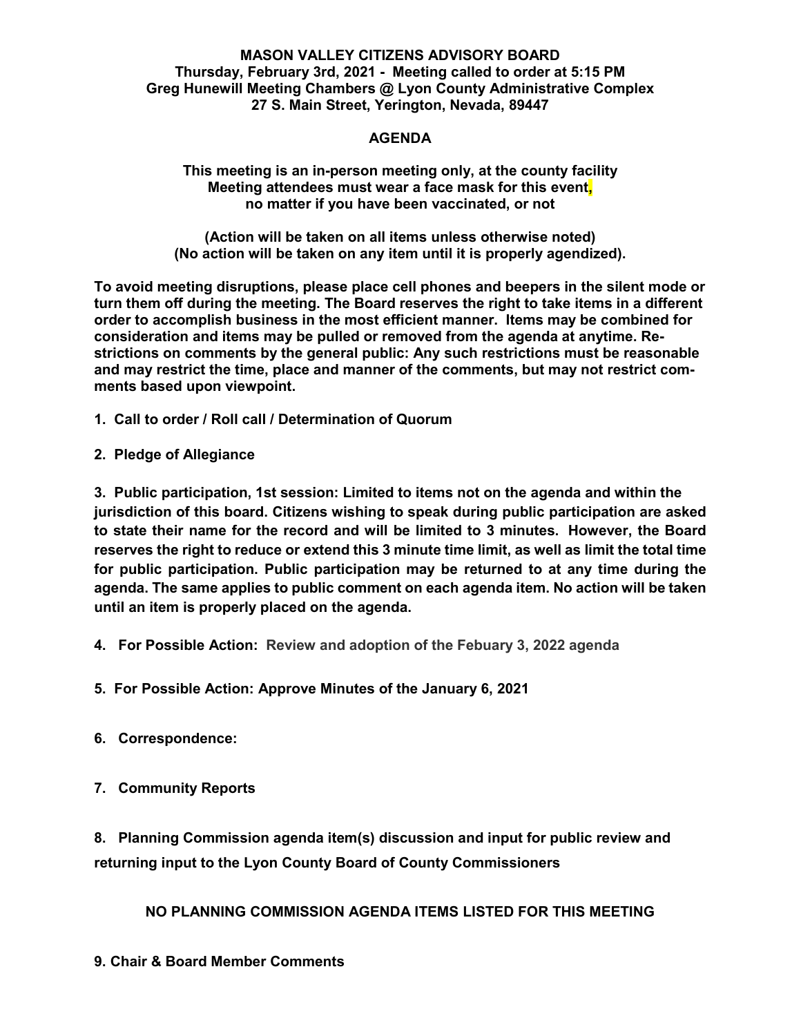**MASON VALLEY CITIZENS ADVISORY BOARD**
**Thursday, February 3rd, 2021 - Meeting called to order at 5:15 PM**
**Greg Hunewill Meeting Chambers @ Lyon County Administrative Complex**
**27 S. Main Street, Yerington, Nevada, 89447**

**AGENDA**

**This meeting is an in-person meeting only, at the county facility**
**Meeting attendees must wear a face mask for this event,**
**no matter if you have been vaccinated, or not**

**(Action will be taken on all items unless otherwise noted)**
**(No action will be taken on any item until it is properly agendized).**

**To avoid meeting disruptions, please place cell phones and beepers in the silent mode or turn them off during the meeting. The Board reserves the right to take items in a different order to accomplish business in the most efficient manner. Items may be combined for consideration and items may be pulled or removed from the agenda at anytime. Restrictions on comments by the general public: Any such restrictions must be reasonable and may restrict the time, place and manner of the comments, but may not restrict comments based upon viewpoint.**

**1. Call to order / Roll call / Determination of Quorum**

**2. Pledge of Allegiance**

**3. Public participation, 1st session: Limited to items not on the agenda and within the jurisdiction of this board. Citizens wishing to speak during public participation are asked to state their name for the record and will be limited to 3 minutes. However, the Board reserves the right to reduce or extend this 3 minute time limit, as well as limit the total time for public participation. Public participation may be returned to at any time during the agenda. The same applies to public comment on each agenda item. No action will be taken until an item is properly placed on the agenda.**

**4. For Possible Action: Review and adoption of the Febuary 3, 2022 agenda**

**5. For Possible Action: Approve Minutes of the January 6, 2021**

**6. Correspondence:**

**7. Community Reports**

**8. Planning Commission agenda item(s) discussion and input for public review and returning input to the Lyon County Board of County Commissioners**

**NO PLANNING COMMISSION AGENDA ITEMS LISTED FOR THIS MEETING**

**9. Chair & Board Member Comments**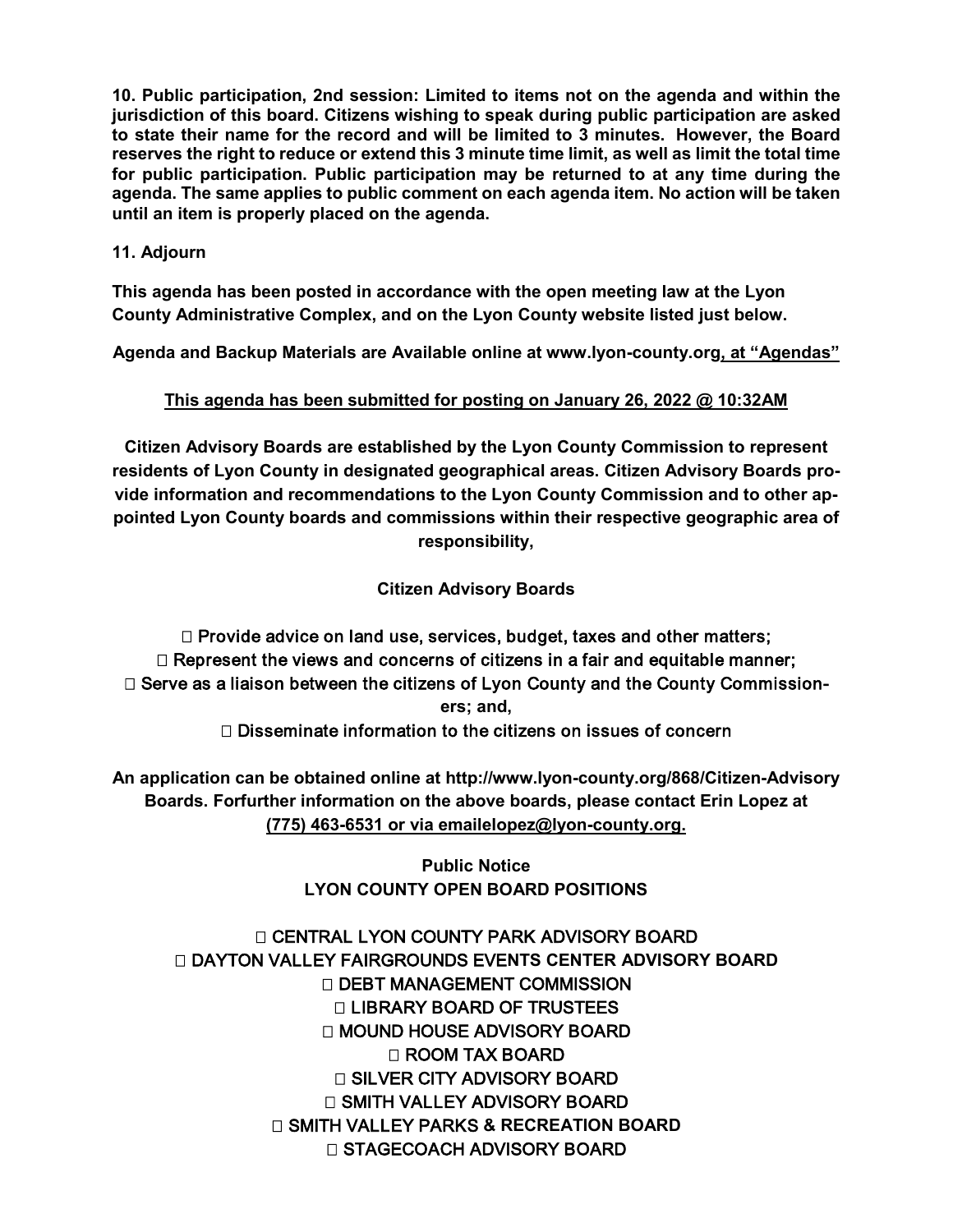**10. Public participation, 2nd session: Limited to items not on the agenda and within the jurisdiction of this board. Citizens wishing to speak during public participation are asked to state their name for the record and will be limited to 3 minutes. However, the Board reserves the right to reduce or extend this 3 minute time limit, as well as limit the total time for public participation. Public participation may be returned to at any time during the agenda. The same applies to public comment on each agenda item. No action will be taken until an item is properly placed on the agenda.**

**11. Adjourn**

**This agenda has been posted in accordance with the open meeting law at the Lyon County Administrative Complex, and on the Lyon County website listed just below.**

**Agenda and Backup Materials are Available online at www.lyon-county.org, at "Agendas"**

**This agenda has been submitted for posting on January 26, 2022 @ 10:32AM**

**Citizen Advisory Boards are established by the Lyon County Commission to represent residents of Lyon County in designated geographical areas. Citizen Advisory Boards provide information and recommendations to the Lyon County Commission and to other appointed Lyon County boards and commissions within their respective geographic area of responsibility,**

**Citizen Advisory Boards**

- Provide advice on land use, services, budget, taxes and other matters;
- Represent the views and concerns of citizens in a fair and equitable manner;
- Serve as a liaison between the citizens of Lyon County and the County Commissioners; and,
- Disseminate information to the citizens on issues of concern

**An application can be obtained online at http://www.lyon-county.org/868/Citizen-Advisory Boards. Forfurther information on the above boards, please contact Erin Lopez at (775) 463-6531 or via emailelopez@lyon-county.org.**

**Public Notice**
**LYON COUNTY OPEN BOARD POSITIONS**

- CENTRAL LYON COUNTY PARK ADVISORY BOARD
- DAYTON VALLEY FAIRGROUNDS EVENTS CENTER ADVISORY BOARD
- DEBT MANAGEMENT COMMISSION
- LIBRARY BOARD OF TRUSTEES
- MOUND HOUSE ADVISORY BOARD
- ROOM TAX BOARD
- SILVER CITY ADVISORY BOARD
- SMITH VALLEY ADVISORY BOARD
- SMITH VALLEY PARKS & RECREATION BOARD
- STAGECOACH ADVISORY BOARD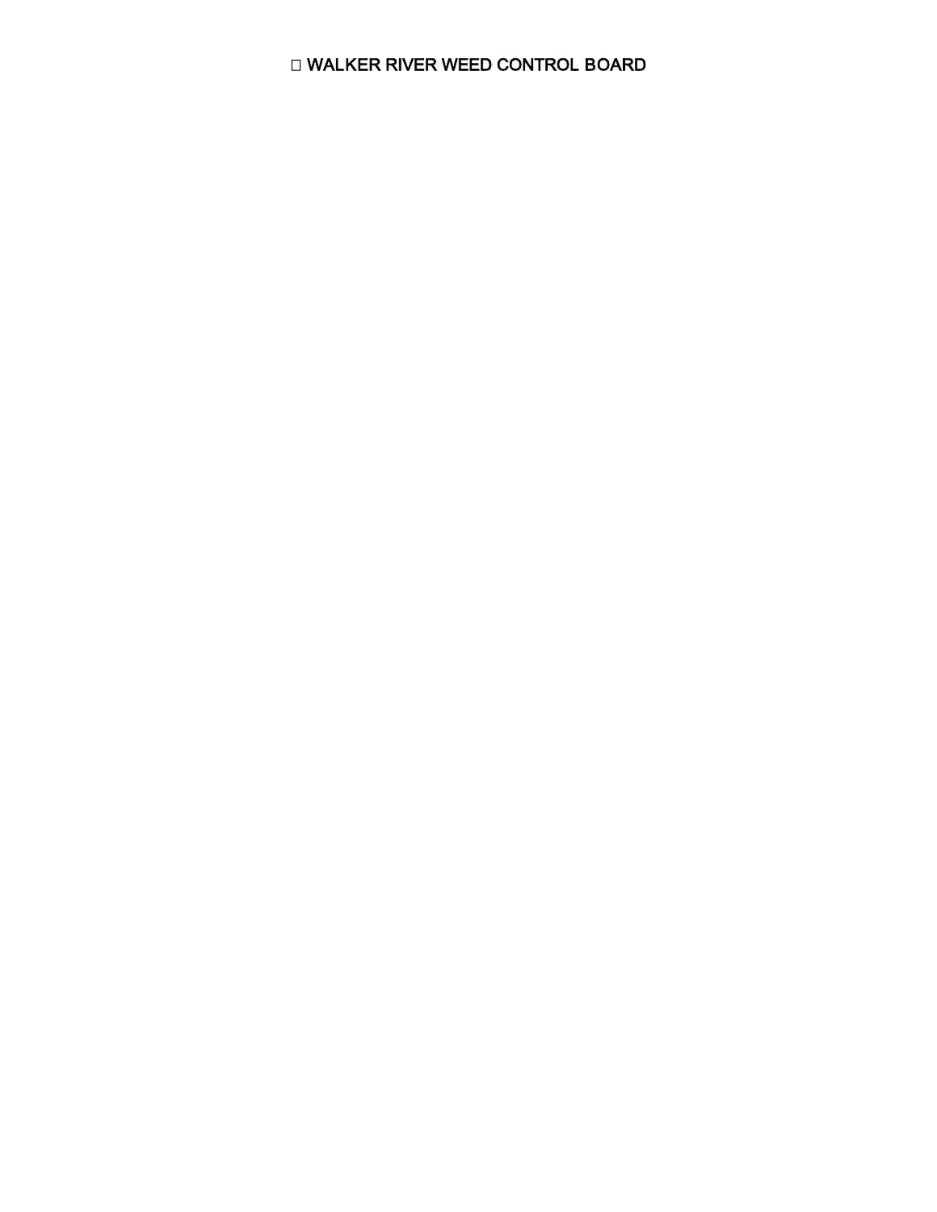☐ WALKER RIVER WEED CONTROL BOARD